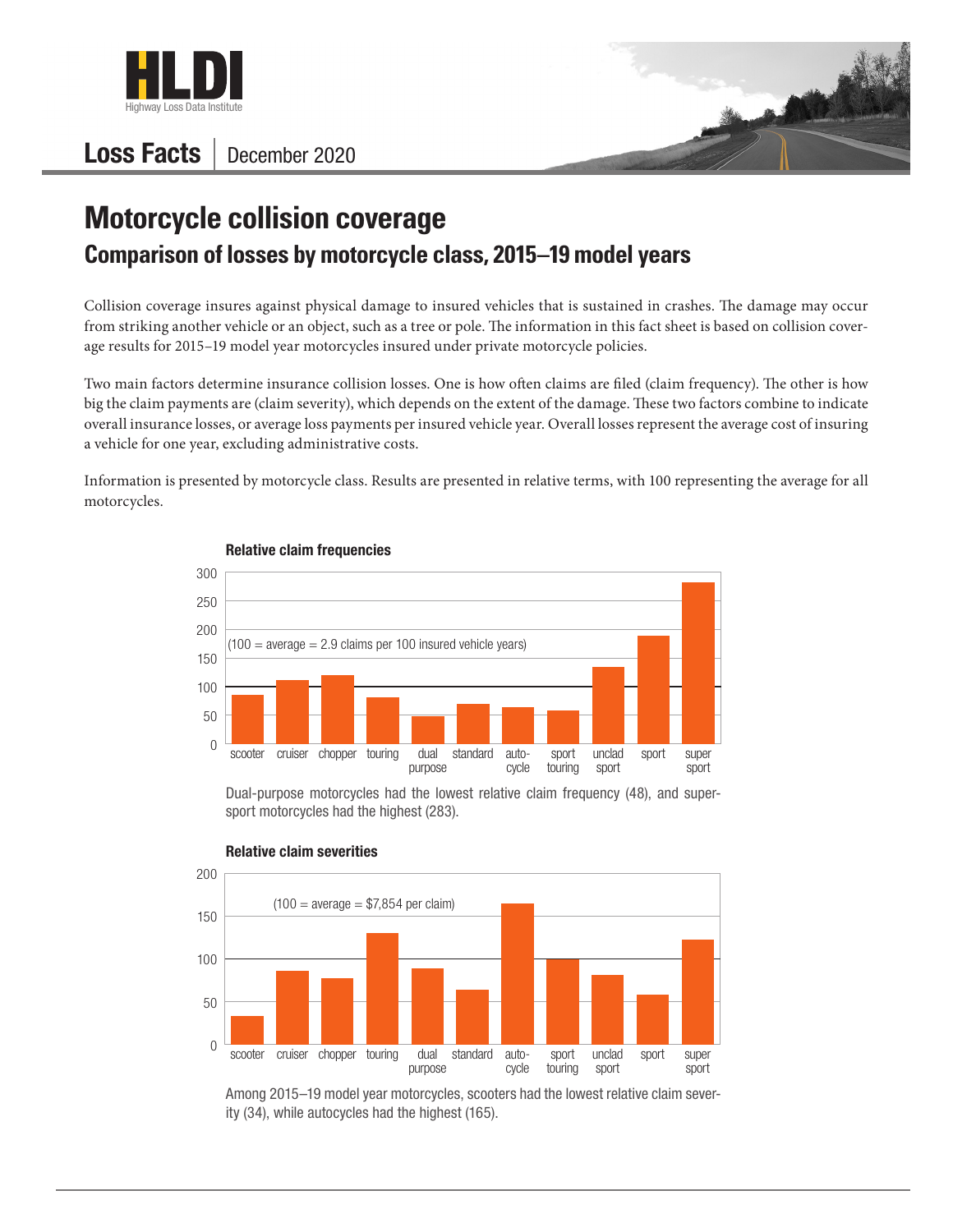# Motorcycle collision coverage

## Comparison of losses by motorcycle class, 2015–19 model years

Loss Facts | December 2020

Collision coverage insures against physical damage to insured vehicles that is sustained in crashes. The damage may occur from striking another vehicle or an object, such as a tree or pole. The information in this fact sheet is based on collision coverage results for 2015–19 model year motorcycles insured under private motorcycle policies.

Two main factors determine insurance collision losses. One is how often claims are filed (claim frequency). The other is how big the claim payments are (claim severity), which depends on the extent of the damage. These two factors combine to indicate overall insurance losses, or average loss payments per insured vehicle year. Overall losses represent the average cost of insuring a vehicle for one year, excluding administrative costs.

Information is presented by motorcycle class. Results are presented in relative terms, with 100 representing the average for all motorcycles.

### Relative claim frequencies

(100 = average = 2.9 claims per 100 insured vehicle years)

Bar chart with classes: scooter, cruiser, chopper, touring, dual purpose, standard, autocycle, sport touring, unclad sport, sport, super sport.

Dual-purpose motorcycles had the lowest relative claim frequency (48), and super-sport motorcycles had the highest (283).

### Relative claim severities

(100 = average = $7,854 per claim)

Bar chart with classes: scooter, cruiser, chopper, touring, dual purpose, standard, autocycle, sport touring, unclad sport, sport, super sport.

Among 2015–19 model year motorcycles, scooters had the lowest relative claim severity (34), while autocycles had the highest (165).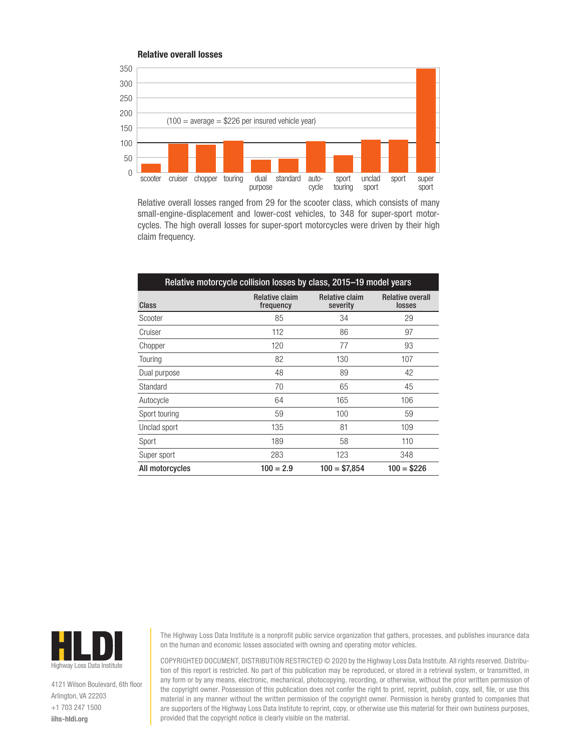**Relative overall losses**

350
300
250
200
150
100
50
0

(100 = average = $226 per insured vehicle year)

scooter
cruiser
chopper
touring
dual purpose
standard
auto-cycle
sport touring
unclad sport
sport
super sport

Relative overall losses ranged from 29 for the scooter class, which consists of many small-engine-displacement and lower-cost vehicles, to 348 for super-sport motorcycles. The high overall losses for super-sport motorcycles were driven by their high claim frequency.

**Relative motorcycle collision losses by class, 2015–19 model years**

| Class | Relative claim frequency | Relative claim severity | Relative overall losses |
|---|---|---|---|
| Scooter | 85 | 34 | 29 |
| Cruiser | 112 | 86 | 97 |
| Chopper | 120 | 77 | 93 |
| Touring | 82 | 130 | 107 |
| Dual purpose | 48 | 89 | 42 |
| Standard | 70 | 65 | 45 |
| Autocycle | 64 | 165 | 106 |
| Sport touring | 59 | 100 | 59 |
| Unclad sport | 135 | 81 | 109 |
| Sport | 189 | 58 | 110 |
| Super sport | 283 | 123 | 348 |
| **All motorcycles** | **100 = 2.9** | **100 = $7,854** | **100 = $226** |

HLDI
Highway Loss Data Institute

4121 Wilson Boulevard, 6th floor
Arlington, VA 22203
+1 703 247 1500
**iihs-hldi.org**

The Highway Loss Data Institute is a nonprofit public service organization that gathers, processes, and publishes insurance data on the human and economic losses associated with owning and operating motor vehicles.

COPYRIGHTED DOCUMENT, DISTRIBUTION RESTRICTED © 2020 by the Highway Loss Data Institute. All rights reserved. Distribution of this report is restricted. No part of this publication may be reproduced, or stored in a retrieval system, or transmitted, in any form or by any means, electronic, mechanical, photocopying, recording, or otherwise, without the prior written permission of the copyright owner. Possession of this publication does not confer the right to print, reprint, publish, copy, sell, file, or use this material in any manner without the written permission of the copyright owner. Permission is hereby granted to companies that are supporters of the Highway Loss Data Institute to reprint, copy, or otherwise use this material for their own business purposes, provided that the copyright notice is clearly visible on the material.